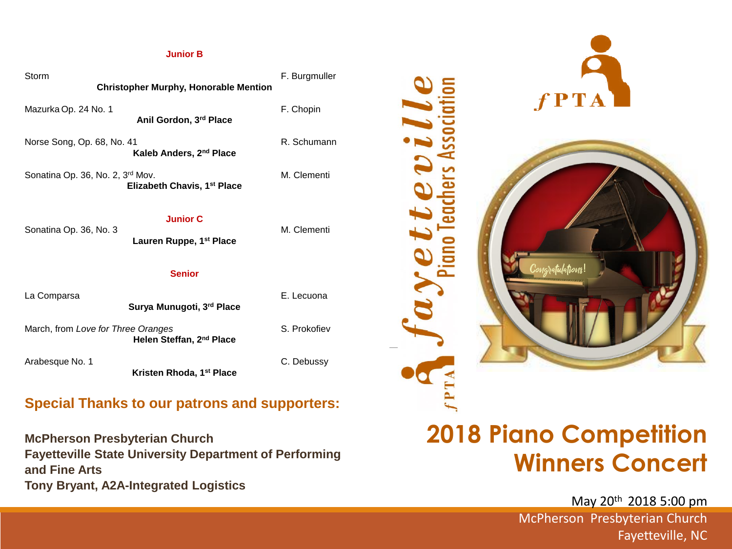### Junior B

Storm — F. Burgmuller
**Christopher Murphy, Honorable Mention**

Mazurka Op. 24 No. 1 — F. Chopin
**Anil Gordon, 3rd Place**

Norse Song, Op. 68, No. 41 — R. Schumann
**Kaleb Anders, 2nd Place**

Sonatina Op. 36, No. 2, 3rd Mov. — M. Clementi
**Elizabeth Chavis, 1st Place**

### Junior C

Sonatina Op. 36, No. 3 — M. Clementi
**Lauren Ruppe, 1st Place**

### Senior

La Comparsa — E. Lecuona
**Surya Munugoti, 3rd Place**

March, from *Love for Three Oranges* — S. Prokofiev
**Helen Steffan, 2nd Place**

Arabesque No. 1 — C. Debussy
**Kristen Rhoda, 1st Place**

## Special Thanks to our patrons and supporters:

**McPherson Presbyterian Church**
**Fayetteville State University Department of Performing and Fine Arts**
**Tony Bryant, A2A-Integrated Logistics**

fayetteville Piano Teachers Association

fPTA

Congratulations!

# 2018 Piano Competition Winners Concert

May 20th 2018 5:00 pm
McPherson Presbyterian Church
Fayetteville, NC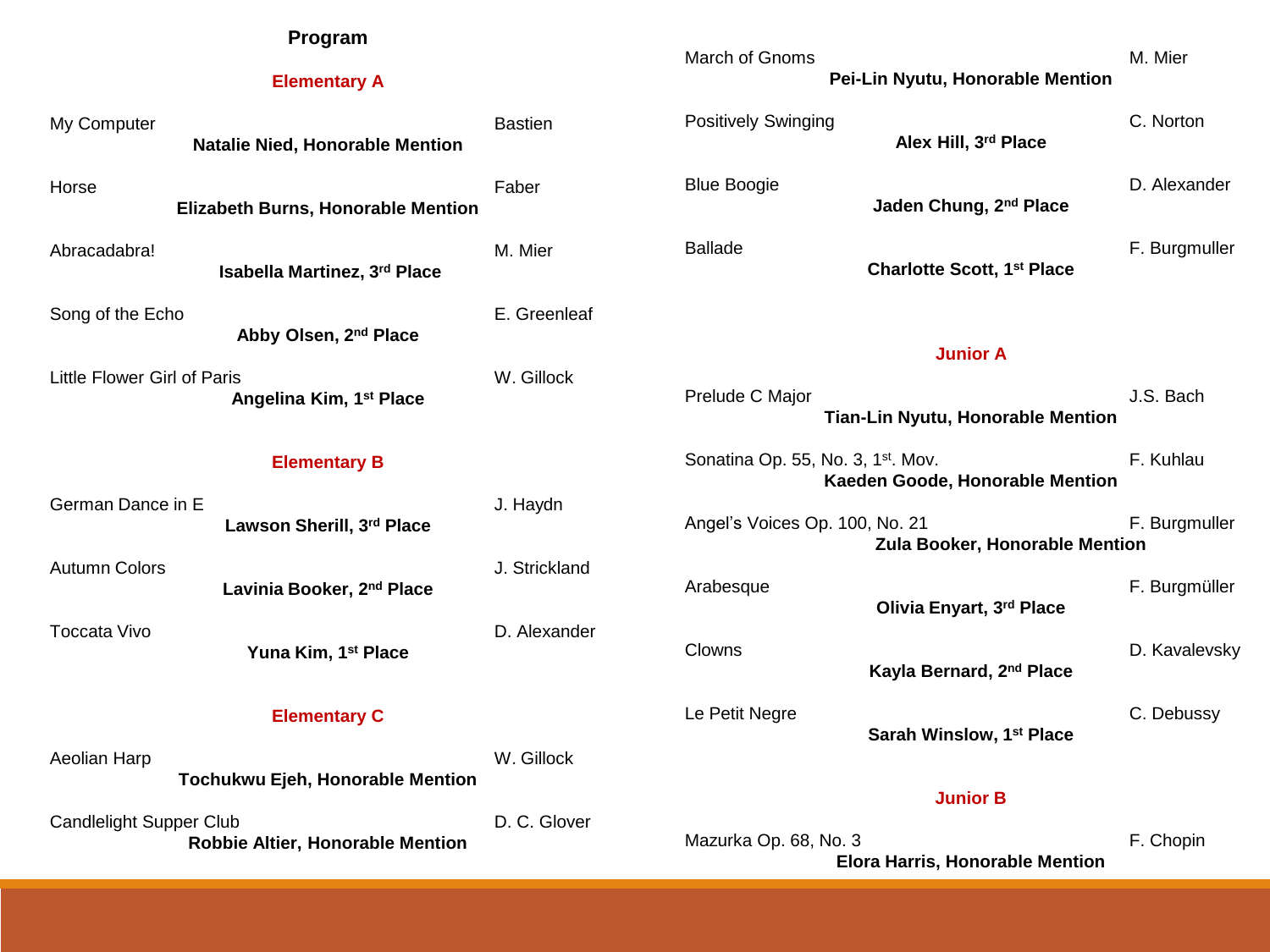## Program

### Elementary A

My Computer — Bastien
**Natalie Nied, Honorable Mention**

Horse — Faber
**Elizabeth Burns, Honorable Mention**

Abracadabra! — M. Mier
**Isabella Martinez, 3rd Place**

Song of the Echo — E. Greenleaf
**Abby Olsen, 2nd Place**

Little Flower Girl of Paris — W. Gillock
**Angelina Kim, 1st Place**

### Elementary B

German Dance in E — J. Haydn
**Lawson Sherill, 3rd Place**

Autumn Colors — J. Strickland
**Lavinia Booker, 2nd Place**

Toccata Vivo — D. Alexander
**Yuna Kim, 1st Place**

### Elementary C

Aeolian Harp — W. Gillock
**Tochukwu Ejeh, Honorable Mention**

Candlelight Supper Club — D. C. Glover
**Robbie Altier, Honorable Mention**

March of Gnoms — M. Mier
**Pei-Lin Nyutu, Honorable Mention**

Positively Swinging — C. Norton
**Alex Hill, 3rd Place**

Blue Boogie — D. Alexander
**Jaden Chung, 2nd Place**

Ballade — F. Burgmuller
**Charlotte Scott, 1st Place**

### Junior A

Prelude C Major — J.S. Bach
**Tian-Lin Nyutu, Honorable Mention**

Sonatina Op. 55, No. 3, 1st. Mov. — F. Kuhlau
**Kaeden Goode, Honorable Mention**

Angel's Voices Op. 100, No. 21 — F. Burgmuller
**Zula Booker, Honorable Mention**

Arabesque — F. Burgmüller
**Olivia Enyart, 3rd Place**

Clowns — D. Kavalevsky
**Kayla Bernard, 2nd Place**

Le Petit Negre — C. Debussy
**Sarah Winslow, 1st Place**

### Junior B

Mazurka Op. 68, No. 3 — F. Chopin
**Elora Harris, Honorable Mention**